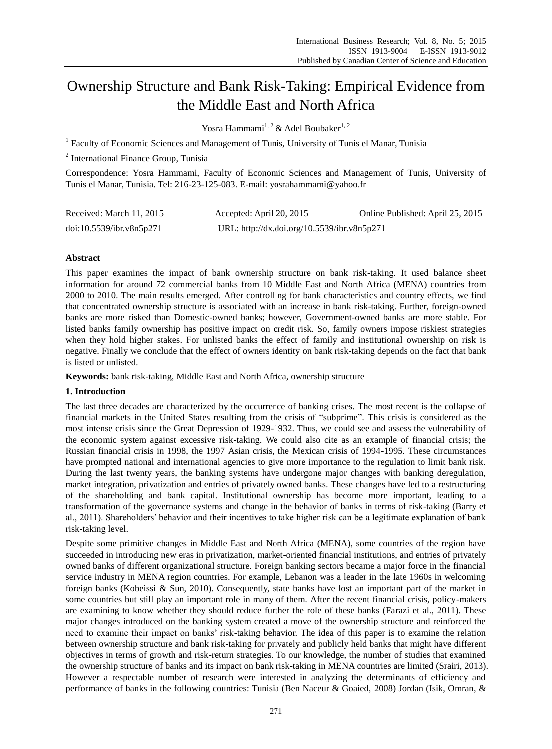# Ownership Structure and Bank Risk-Taking: Empirical Evidence from the Middle East and North Africa

Yosra Hammami[1, 2] & Adel Boubaker[1, 2]

[1] Faculty of Economic Sciences and Management of Tunis, University of Tunis el Manar, Tunisia

[2] International Finance Group, Tunisia

Correspondence: Yosra Hammami, Faculty of Economic Sciences and Management of Tunis, University of Tunis el Manar, Tunisia. Tel: 216-23-125-083. E-mail: yosrahammami@yahoo.fr

Received: March 11, 2015 Accepted: April 20, 2015 Online Published: April 25, 2015

doi:10.5539/ibr.v8n5p271 URL: http://dx.doi.org/10.5539/ibr.v8n5p271

**Abstract**

This paper examines the impact of bank ownership structure on bank risk-taking. It used balance sheet information for around 72 commercial banks from 10 Middle East and North Africa (MENA) countries from 2000 to 2010. The main results emerged. After controlling for bank characteristics and country effects, we find that concentrated ownership structure is associated with an increase in bank risk-taking. Further, foreign-owned banks are more risked than Domestic-owned banks; however, Government-owned banks are more stable. For listed banks family ownership has positive impact on credit risk. So, family owners impose riskiest strategies when they hold higher stakes. For unlisted banks the effect of family and institutional ownership on risk is negative. Finally we conclude that the effect of owners identity on bank risk-taking depends on the fact that bank is listed or unlisted.

**Keywords:** bank risk-taking, Middle East and North Africa, ownership structure

## 1. Introduction

The last three decades are characterized by the occurrence of banking crises. The most recent is the collapse of financial markets in the United States resulting from the crisis of "subprime". This crisis is considered as the most intense crisis since the Great Depression of 1929-1932. Thus, we could see and assess the vulnerability of the economic system against excessive risk-taking. We could also cite as an example of financial crisis; the Russian financial crisis in 1998, the 1997 Asian crisis, the Mexican crisis of 1994-1995. These circumstances have prompted national and international agencies to give more importance to the regulation to limit bank risk. During the last twenty years, the banking systems have undergone major changes with banking deregulation, market integration, privatization and entries of privately owned banks. These changes have led to a restructuring of the shareholding and bank capital. Institutional ownership has become more important, leading to a transformation of the governance systems and change in the behavior of banks in terms of risk-taking (Barry et al., 2011). Shareholders' behavior and their incentives to take higher risk can be a legitimate explanation of bank risk-taking level.

Despite some primitive changes in Middle East and North Africa (MENA), some countries of the region have succeeded in introducing new eras in privatization, market-oriented financial institutions, and entries of privately owned banks of different organizational structure. Foreign banking sectors became a major force in the financial service industry in MENA region countries. For example, Lebanon was a leader in the late 1960s in welcoming foreign banks (Kobeissi & Sun, 2010). Consequently, state banks have lost an important part of the market in some countries but still play an important role in many of them. After the recent financial crisis, policy-makers are examining to know whether they should reduce further the role of these banks (Farazi et al., 2011). These major changes introduced on the banking system created a move of the ownership structure and reinforced the need to examine their impact on banks' risk-taking behavior. The idea of this paper is to examine the relation between ownership structure and bank risk-taking for privately and publicly held banks that might have different objectives in terms of growth and risk-return strategies. To our knowledge, the number of studies that examined the ownership structure of banks and its impact on bank risk-taking in MENA countries are limited (Srairi, 2013). However a respectable number of research were interested in analyzing the determinants of efficiency and performance of banks in the following countries: Tunisia (Ben Naceur & Goaied, 2008) Jordan (Isik, Omran, &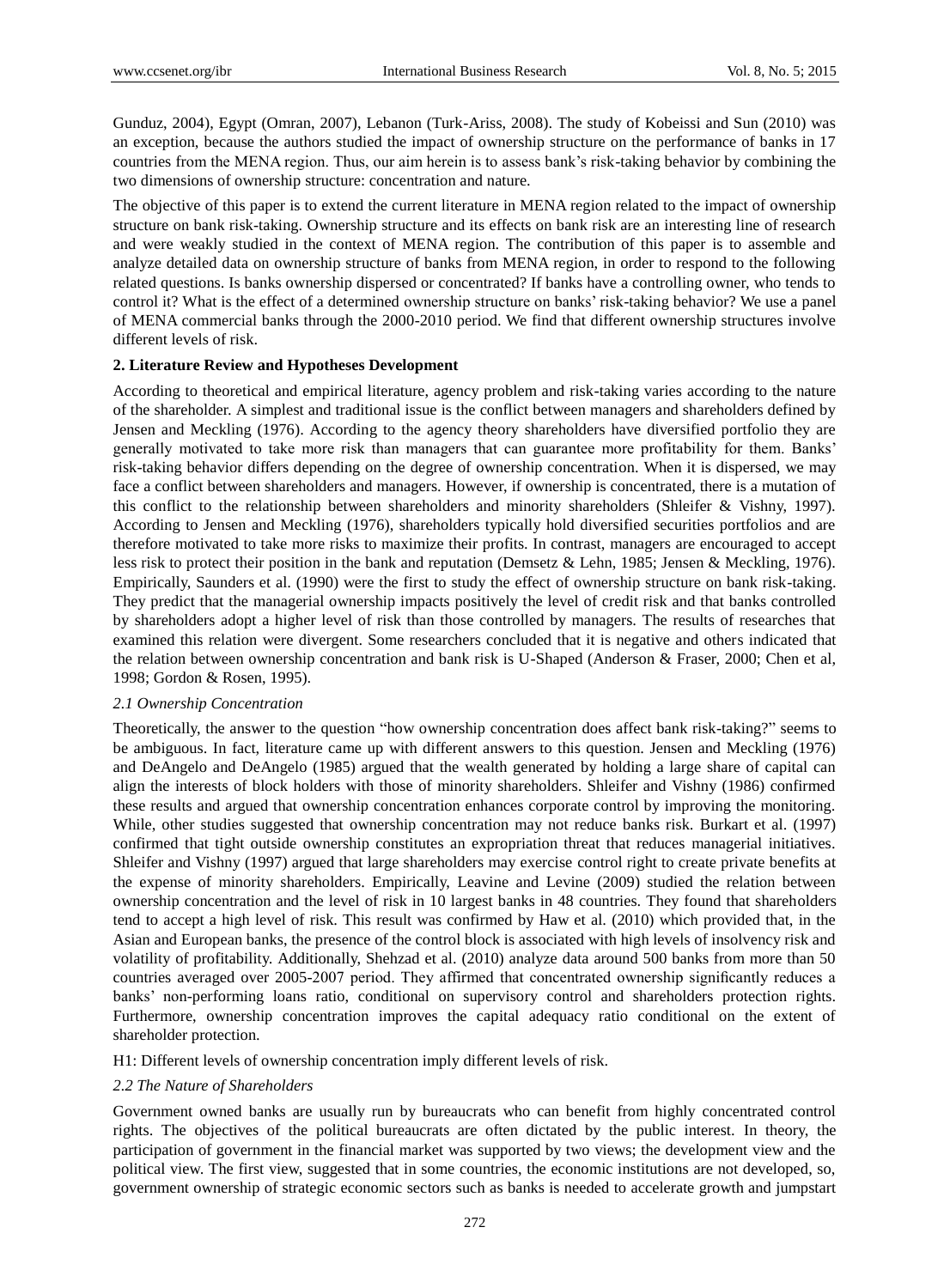Gunduz, 2004), Egypt (Omran, 2007), Lebanon (Turk-Ariss, 2008). The study of Kobeissi and Sun (2010) was an exception, because the authors studied the impact of ownership structure on the performance of banks in 17 countries from the MENA region. Thus, our aim herein is to assess bank's risk-taking behavior by combining the two dimensions of ownership structure: concentration and nature.

The objective of this paper is to extend the current literature in MENA region related to the impact of ownership structure on bank risk-taking. Ownership structure and its effects on bank risk are an interesting line of research and were weakly studied in the context of MENA region. The contribution of this paper is to assemble and analyze detailed data on ownership structure of banks from MENA region, in order to respond to the following related questions. Is banks ownership dispersed or concentrated? If banks have a controlling owner, who tends to control it? What is the effect of a determined ownership structure on banks' risk-taking behavior? We use a panel of MENA commercial banks through the 2000-2010 period. We find that different ownership structures involve different levels of risk.

## 2. Literature Review and Hypotheses Development

According to theoretical and empirical literature, agency problem and risk-taking varies according to the nature of the shareholder. A simplest and traditional issue is the conflict between managers and shareholders defined by Jensen and Meckling (1976). According to the agency theory shareholders have diversified portfolio they are generally motivated to take more risk than managers that can guarantee more profitability for them. Banks' risk-taking behavior differs depending on the degree of ownership concentration. When it is dispersed, we may face a conflict between shareholders and managers. However, if ownership is concentrated, there is a mutation of this conflict to the relationship between shareholders and minority shareholders (Shleifer & Vishny, 1997). According to Jensen and Meckling (1976), shareholders typically hold diversified securities portfolios and are therefore motivated to take more risks to maximize their profits. In contrast, managers are encouraged to accept less risk to protect their position in the bank and reputation (Demsetz & Lehn, 1985; Jensen & Meckling, 1976). Empirically, Saunders et al. (1990) were the first to study the effect of ownership structure on bank risk-taking. They predict that the managerial ownership impacts positively the level of credit risk and that banks controlled by shareholders adopt a higher level of risk than those controlled by managers. The results of researches that examined this relation were divergent. Some researchers concluded that it is negative and others indicated that the relation between ownership concentration and bank risk is U-Shaped (Anderson & Fraser, 2000; Chen et al, 1998; Gordon & Rosen, 1995).

### *2.1 Ownership Concentration*

Theoretically, the answer to the question "how ownership concentration does affect bank risk-taking?" seems to be ambiguous. In fact, literature came up with different answers to this question. Jensen and Meckling (1976) and DeAngelo and DeAngelo (1985) argued that the wealth generated by holding a large share of capital can align the interests of block holders with those of minority shareholders. Shleifer and Vishny (1986) confirmed these results and argued that ownership concentration enhances corporate control by improving the monitoring. While, other studies suggested that ownership concentration may not reduce banks risk. Burkart et al. (1997) confirmed that tight outside ownership constitutes an expropriation threat that reduces managerial initiatives. Shleifer and Vishny (1997) argued that large shareholders may exercise control right to create private benefits at the expense of minority shareholders. Empirically, Leavine and Levine (2009) studied the relation between ownership concentration and the level of risk in 10 largest banks in 48 countries. They found that shareholders tend to accept a high level of risk. This result was confirmed by Haw et al. (2010) which provided that, in the Asian and European banks, the presence of the control block is associated with high levels of insolvency risk and volatility of profitability. Additionally, Shehzad et al. (2010) analyze data around 500 banks from more than 50 countries averaged over 2005-2007 period. They affirmed that concentrated ownership significantly reduces a banks' non-performing loans ratio, conditional on supervisory control and shareholders protection rights. Furthermore, ownership concentration improves the capital adequacy ratio conditional on the extent of shareholder protection.

H1: Different levels of ownership concentration imply different levels of risk.

### *2.2 The Nature of Shareholders*

Government owned banks are usually run by bureaucrats who can benefit from highly concentrated control rights. The objectives of the political bureaucrats are often dictated by the public interest. In theory, the participation of government in the financial market was supported by two views; the development view and the political view. The first view, suggested that in some countries, the economic institutions are not developed, so, government ownership of strategic economic sectors such as banks is needed to accelerate growth and jumpstart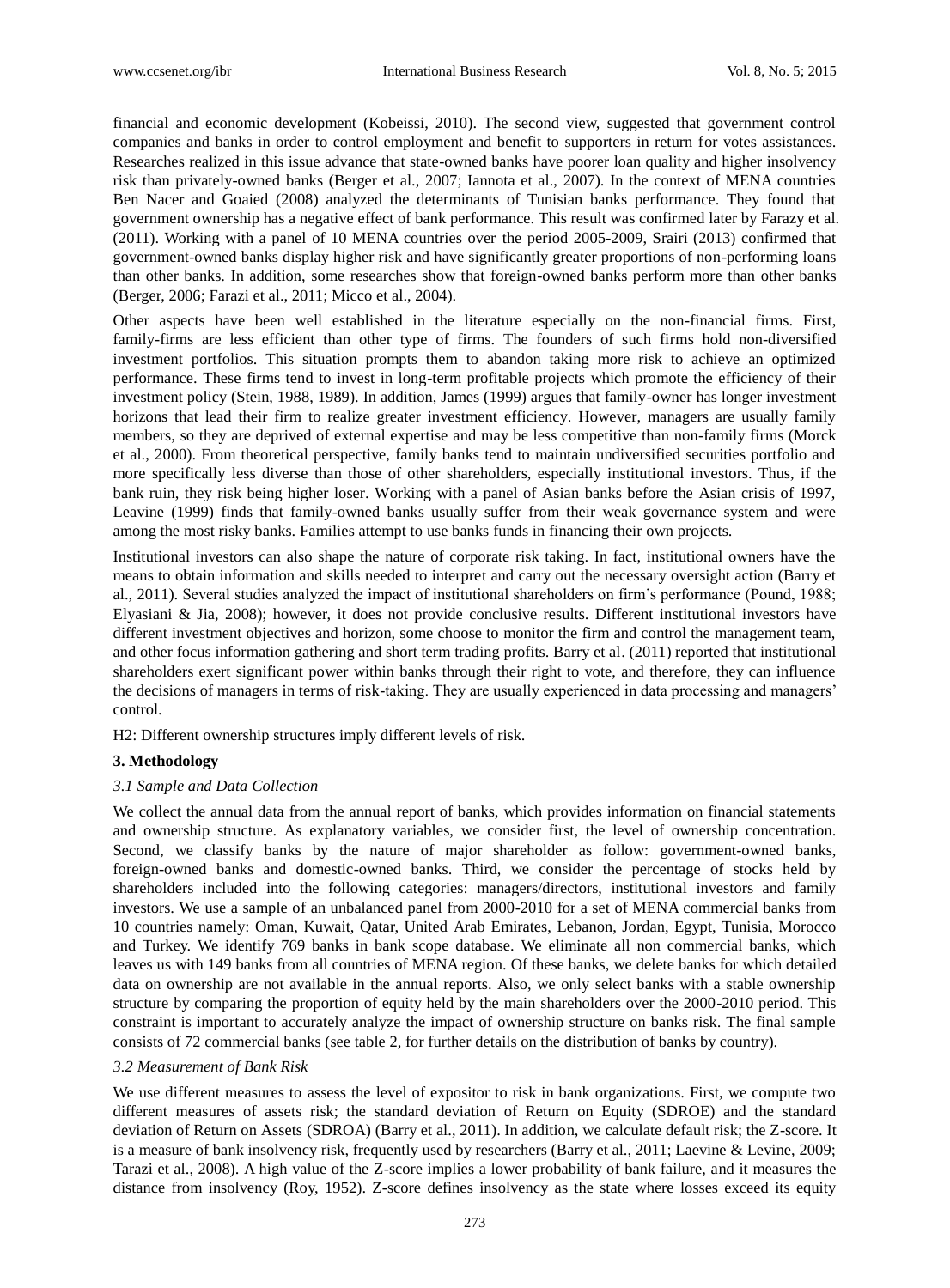financial and economic development (Kobeissi, 2010). The second view, suggested that government control companies and banks in order to control employment and benefit to supporters in return for votes assistances. Researches realized in this issue advance that state-owned banks have poorer loan quality and higher insolvency risk than privately-owned banks (Berger et al., 2007; Iannota et al., 2007). In the context of MENA countries Ben Nacer and Goaied (2008) analyzed the determinants of Tunisian banks performance. They found that government ownership has a negative effect of bank performance. This result was confirmed later by Farazy et al. (2011). Working with a panel of 10 MENA countries over the period 2005-2009, Srairi (2013) confirmed that government-owned banks display higher risk and have significantly greater proportions of non-performing loans than other banks. In addition, some researches show that foreign-owned banks perform more than other banks (Berger, 2006; Farazi et al., 2011; Micco et al., 2004).

Other aspects have been well established in the literature especially on the non-financial firms. First, family-firms are less efficient than other type of firms. The founders of such firms hold non-diversified investment portfolios. This situation prompts them to abandon taking more risk to achieve an optimized performance. These firms tend to invest in long-term profitable projects which promote the efficiency of their investment policy (Stein, 1988, 1989). In addition, James (1999) argues that family-owner has longer investment horizons that lead their firm to realize greater investment efficiency. However, managers are usually family members, so they are deprived of external expertise and may be less competitive than non-family firms (Morck et al., 2000). From theoretical perspective, family banks tend to maintain undiversified securities portfolio and more specifically less diverse than those of other shareholders, especially institutional investors. Thus, if the bank ruin, they risk being higher loser. Working with a panel of Asian banks before the Asian crisis of 1997, Leavine (1999) finds that family-owned banks usually suffer from their weak governance system and were among the most risky banks. Families attempt to use banks funds in financing their own projects.

Institutional investors can also shape the nature of corporate risk taking. In fact, institutional owners have the means to obtain information and skills needed to interpret and carry out the necessary oversight action (Barry et al., 2011). Several studies analyzed the impact of institutional shareholders on firm's performance (Pound, 1988; Elyasiani & Jia, 2008); however, it does not provide conclusive results. Different institutional investors have different investment objectives and horizon, some choose to monitor the firm and control the management team, and other focus information gathering and short term trading profits. Barry et al. (2011) reported that institutional shareholders exert significant power within banks through their right to vote, and therefore, they can influence the decisions of managers in terms of risk-taking. They are usually experienced in data processing and managers' control.

H2: Different ownership structures imply different levels of risk.

## 3. Methodology

### *3.1 Sample and Data Collection*

We collect the annual data from the annual report of banks, which provides information on financial statements and ownership structure. As explanatory variables, we consider first, the level of ownership concentration. Second, we classify banks by the nature of major shareholder as follow: government-owned banks, foreign-owned banks and domestic-owned banks. Third, we consider the percentage of stocks held by shareholders included into the following categories: managers/directors, institutional investors and family investors. We use a sample of an unbalanced panel from 2000-2010 for a set of MENA commercial banks from 10 countries namely: Oman, Kuwait, Qatar, United Arab Emirates, Lebanon, Jordan, Egypt, Tunisia, Morocco and Turkey. We identify 769 banks in bank scope database. We eliminate all non commercial banks, which leaves us with 149 banks from all countries of MENA region. Of these banks, we delete banks for which detailed data on ownership are not available in the annual reports. Also, we only select banks with a stable ownership structure by comparing the proportion of equity held by the main shareholders over the 2000-2010 period. This constraint is important to accurately analyze the impact of ownership structure on banks risk. The final sample consists of 72 commercial banks (see table 2, for further details on the distribution of banks by country).

### *3.2 Measurement of Bank Risk*

We use different measures to assess the level of expositor to risk in bank organizations. First, we compute two different measures of assets risk; the standard deviation of Return on Equity (SDROE) and the standard deviation of Return on Assets (SDROA) (Barry et al., 2011). In addition, we calculate default risk; the Z-score. It is a measure of bank insolvency risk, frequently used by researchers (Barry et al., 2011; Laevine & Levine, 2009; Tarazi et al., 2008). A high value of the Z-score implies a lower probability of bank failure, and it measures the distance from insolvency (Roy, 1952). Z-score defines insolvency as the state where losses exceed its equity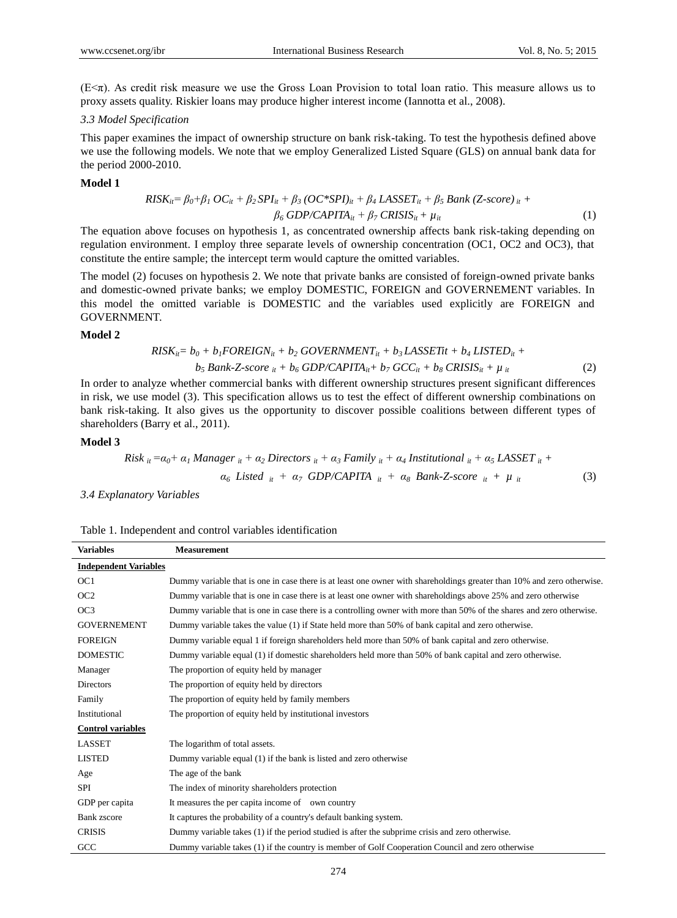(E<π). As credit risk measure we use the Gross Loan Provision to total loan ratio. This measure allows us to proxy assets quality. Riskier loans may produce higher interest income (Iannotta et al., 2008).

### *3.3 Model Specification*

This paper examines the impact of ownership structure on bank risk-taking. To test the hypothesis defined above we use the following models. We note that we employ Generalized Listed Square (GLS) on annual bank data for the period 2000-2010.

**Model 1**

$$RISK_{it}= \beta_0+\beta_1\, OC_{it} + \beta_2\, SPI_{it} + \beta_3\, (OC*SPI)_{it} + \beta_4\, LASSET_{it} + \beta_5\, Bank\ (Z\text{-}score)_{it} + \beta_6\, GDP/CAPITA_{it} + \beta_7\, CRISIS_{it} + \mu_{it} \quad (1)$$

The equation above focuses on hypothesis 1, as concentrated ownership affects bank risk-taking depending on regulation environment. I employ three separate levels of ownership concentration (OC1, OC2 and OC3), that constitute the entire sample; the intercept term would capture the omitted variables.

The model (2) focuses on hypothesis 2. We note that private banks are consisted of foreign-owned private banks and domestic-owned private banks; we employ DOMESTIC, FOREIGN and GOVERNEMENT variables. In this model the omitted variable is DOMESTIC and the variables used explicitly are FOREIGN and GOVERNMENT.

**Model 2**

$$RISK_{it}= b_0 + b_1 FOREIGN_{it} + b_2\, GOVERNMENT_{it} + b_3\, LASSETit + b_4\, LISTED_{it} + b_5\, Bank\text{-}Z\text{-}score_{it} + b_6\, GDP/CAPITA_{it}+ b_7\, GCC_{it} + b_8\, CRISIS_{it} + \mu_{it} \quad (2)$$

In order to analyze whether commercial banks with different ownership structures present significant differences in risk, we use model (3). This specification allows us to test the effect of different ownership combinations on bank risk-taking. It also gives us the opportunity to discover possible coalitions between different types of shareholders (Barry et al., 2011).

**Model 3**

$$Risk_{it} =\alpha_0+ \alpha_1\, Manager_{it} + \alpha_2\, Directors_{it} + \alpha_3\, Family_{it} + \alpha_4\, Institutional_{it} + \alpha_5\, LASSET_{it} + \alpha_6\, Listed_{it} + \alpha_7\, GDP/CAPITA_{it} + \alpha_8\, Bank\text{-}Z\text{-}score_{it} + \mu_{it} \quad (3)$$

### *3.4 Explanatory Variables*

Table 1. Independent and control variables identification

| Variables | Measurement |
|---|---|
| **Independent Variables** | |
| OC1 | Dummy variable that is one in case there is at least one owner with shareholdings greater than 10% and zero otherwise. |
| OC2 | Dummy variable that is one in case there is at least one owner with shareholdings above 25% and zero otherwise |
| OC3 | Dummy variable that is one in case there is a controlling owner with more than 50% of the shares and zero otherwise. |
| GOVERNEMENT | Dummy variable takes the value (1) if State held more than 50% of bank capital and zero otherwise. |
| FOREIGN | Dummy variable equal 1 if foreign shareholders held more than 50% of bank capital and zero otherwise. |
| DOMESTIC | Dummy variable equal (1) if domestic shareholders held more than 50% of bank capital and zero otherwise. |
| Manager | The proportion of equity held by manager |
| Directors | The proportion of equity held by directors |
| Family | The proportion of equity held by family members |
| Institutional | The proportion of equity held by institutional investors |
| **Control variables** | |
| LASSET | The logarithm of total assets. |
| LISTED | Dummy variable equal (1) if the bank is listed and zero otherwise |
| Age | The age of the bank |
| SPI | The index of minority shareholders protection |
| GDP per capita | It measures the per capita income of own country |
| Bank zscore | It captures the probability of a country's default banking system. |
| CRISIS | Dummy variable takes (1) if the period studied is after the subprime crisis and zero otherwise. |
| GCC | Dummy variable takes (1) if the country is member of Golf Cooperation Council and zero otherwise |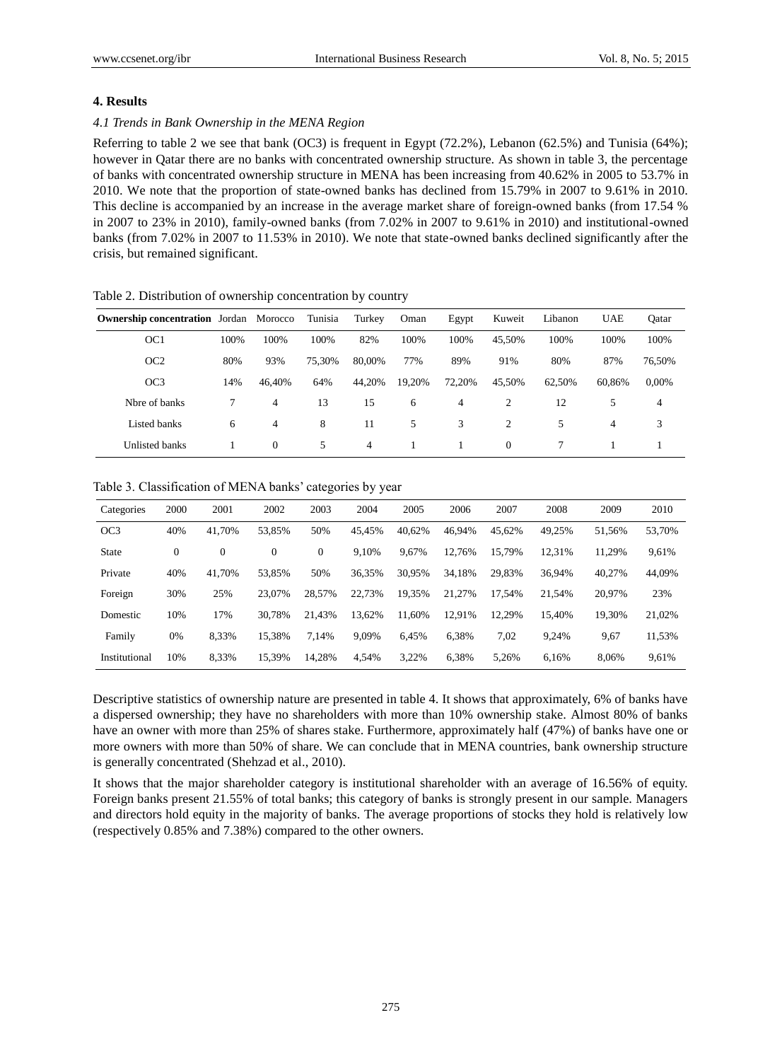## 4. Results

### *4.1 Trends in Bank Ownership in the MENA Region*

Referring to table 2 we see that bank (OC3) is frequent in Egypt (72.2%), Lebanon (62.5%) and Tunisia (64%); however in Qatar there are no banks with concentrated ownership structure. As shown in table 3, the percentage of banks with concentrated ownership structure in MENA has been increasing from 40.62% in 2005 to 53.7% in 2010. We note that the proportion of state-owned banks has declined from 15.79% in 2007 to 9.61% in 2010. This decline is accompanied by an increase in the average market share of foreign-owned banks (from 17.54 % in 2007 to 23% in 2010), family-owned banks (from 7.02% in 2007 to 9.61% in 2010) and institutional-owned banks (from 7.02% in 2007 to 11.53% in 2010). We note that state-owned banks declined significantly after the crisis, but remained significant.

Table 2. Distribution of ownership concentration by country

| **Ownership concentration** | Jordan | Morocco | Tunisia | Turkey | Oman | Egypt | Kuweit | Libanon | UAE | Qatar |
|---|---|---|---|---|---|---|---|---|---|---|
| OC1 | 100% | 100% | 100% | 82% | 100% | 100% | 45,50% | 100% | 100% | 100% |
| OC2 | 80% | 93% | 75,30% | 80,00% | 77% | 89% | 91% | 80% | 87% | 76,50% |
| OC3 | 14% | 46,40% | 64% | 44,20% | 19,20% | 72,20% | 45,50% | 62,50% | 60,86% | 0,00% |
| Nbre of banks | 7 | 4 | 13 | 15 | 6 | 4 | 2 | 12 | 5 | 4 |
| Listed banks | 6 | 4 | 8 | 11 | 5 | 3 | 2 | 5 | 4 | 3 |
| Unlisted banks | 1 | 0 | 5 | 4 | 1 | 1 | 0 | 7 | 1 | 1 |

Table 3. Classification of MENA banks' categories by year

| Categories | 2000 | 2001 | 2002 | 2003 | 2004 | 2005 | 2006 | 2007 | 2008 | 2009 | 2010 |
|---|---|---|---|---|---|---|---|---|---|---|---|
| OC3 | 40% | 41,70% | 53,85% | 50% | 45,45% | 40,62% | 46,94% | 45,62% | 49,25% | 51,56% | 53,70% |
| State | 0 | 0 | 0 | 0 | 9,10% | 9,67% | 12,76% | 15,79% | 12,31% | 11,29% | 9,61% |
| Private | 40% | 41,70% | 53,85% | 50% | 36,35% | 30,95% | 34,18% | 29,83% | 36,94% | 40,27% | 44,09% |
| Foreign | 30% | 25% | 23,07% | 28,57% | 22,73% | 19,35% | 21,27% | 17,54% | 21,54% | 20,97% | 23% |
| Domestic | 10% | 17% | 30,78% | 21,43% | 13,62% | 11,60% | 12,91% | 12,29% | 15,40% | 19,30% | 21,02% |
| Family | 0% | 8,33% | 15,38% | 7,14% | 9,09% | 6,45% | 6,38% | 7,02 | 9,24% | 9,67 | 11,53% |
| Institutional | 10% | 8,33% | 15,39% | 14,28% | 4,54% | 3,22% | 6,38% | 5,26% | 6,16% | 8,06% | 9,61% |

Descriptive statistics of ownership nature are presented in table 4. It shows that approximately, 6% of banks have a dispersed ownership; they have no shareholders with more than 10% ownership stake. Almost 80% of banks have an owner with more than 25% of shares stake. Furthermore, approximately half (47%) of banks have one or more owners with more than 50% of share. We can conclude that in MENA countries, bank ownership structure is generally concentrated (Shehzad et al., 2010).

It shows that the major shareholder category is institutional shareholder with an average of 16.56% of equity. Foreign banks present 21.55% of total banks; this category of banks is strongly present in our sample. Managers and directors hold equity in the majority of banks. The average proportions of stocks they hold is relatively low (respectively 0.85% and 7.38%) compared to the other owners.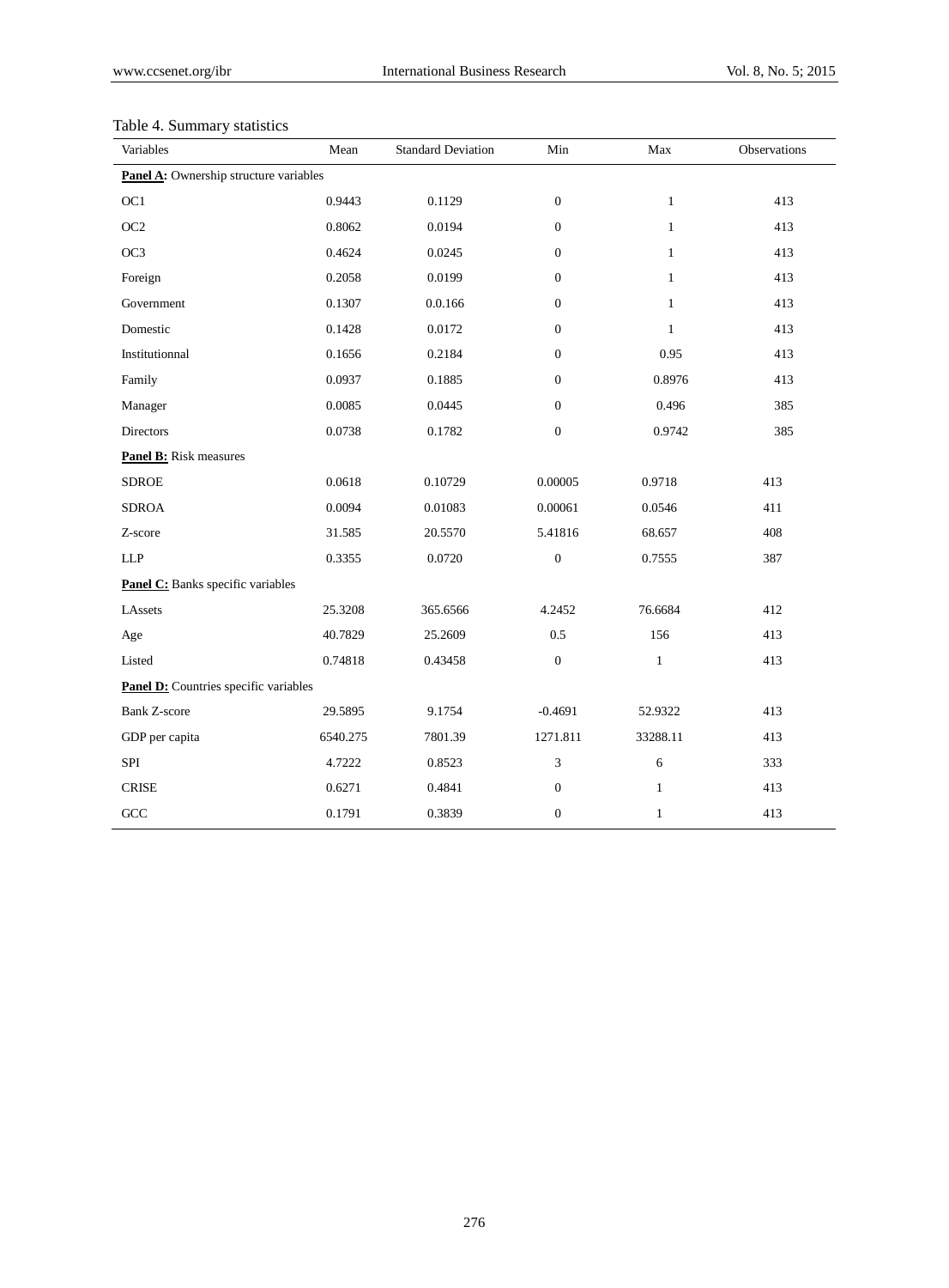Table 4. Summary statistics

| Variables | Mean | Standard Deviation | Min | Max | Observations |
|---|---|---|---|---|---|
| **Panel A:** Ownership structure variables | | | | | |
| OC1 | 0.9443 | 0.1129 | 0 | 1 | 413 |
| OC2 | 0.8062 | 0.0194 | 0 | 1 | 413 |
| OC3 | 0.4624 | 0.0245 | 0 | 1 | 413 |
| Foreign | 0.2058 | 0.0199 | 0 | 1 | 413 |
| Government | 0.1307 | 0.0.166 | 0 | 1 | 413 |
| Domestic | 0.1428 | 0.0172 | 0 | 1 | 413 |
| Institutionnal | 0.1656 | 0.2184 | 0 | 0.95 | 413 |
| Family | 0.0937 | 0.1885 | 0 | 0.8976 | 413 |
| Manager | 0.0085 | 0.0445 | 0 | 0.496 | 385 |
| Directors | 0.0738 | 0.1782 | 0 | 0.9742 | 385 |
| **Panel B:** Risk measures | | | | | |
| SDROE | 0.0618 | 0.10729 | 0.00005 | 0.9718 | 413 |
| SDROA | 0.0094 | 0.01083 | 0.00061 | 0.0546 | 411 |
| Z-score | 31.585 | 20.5570 | 5.41816 | 68.657 | 408 |
| LLP | 0.3355 | 0.0720 | 0 | 0.7555 | 387 |
| **Panel C:** Banks specific variables | | | | | |
| LAssets | 25.3208 | 365.6566 | 4.2452 | 76.6684 | 412 |
| Age | 40.7829 | 25.2609 | 0.5 | 156 | 413 |
| Listed | 0.74818 | 0.43458 | 0 | 1 | 413 |
| **Panel D:** Countries specific variables | | | | | |
| Bank Z-score | 29.5895 | 9.1754 | -0.4691 | 52.9322 | 413 |
| GDP per capita | 6540.275 | 7801.39 | 1271.811 | 33288.11 | 413 |
| SPI | 4.7222 | 0.8523 | 3 | 6 | 333 |
| CRISE | 0.6271 | 0.4841 | 0 | 1 | 413 |
| GCC | 0.1791 | 0.3839 | 0 | 1 | 413 |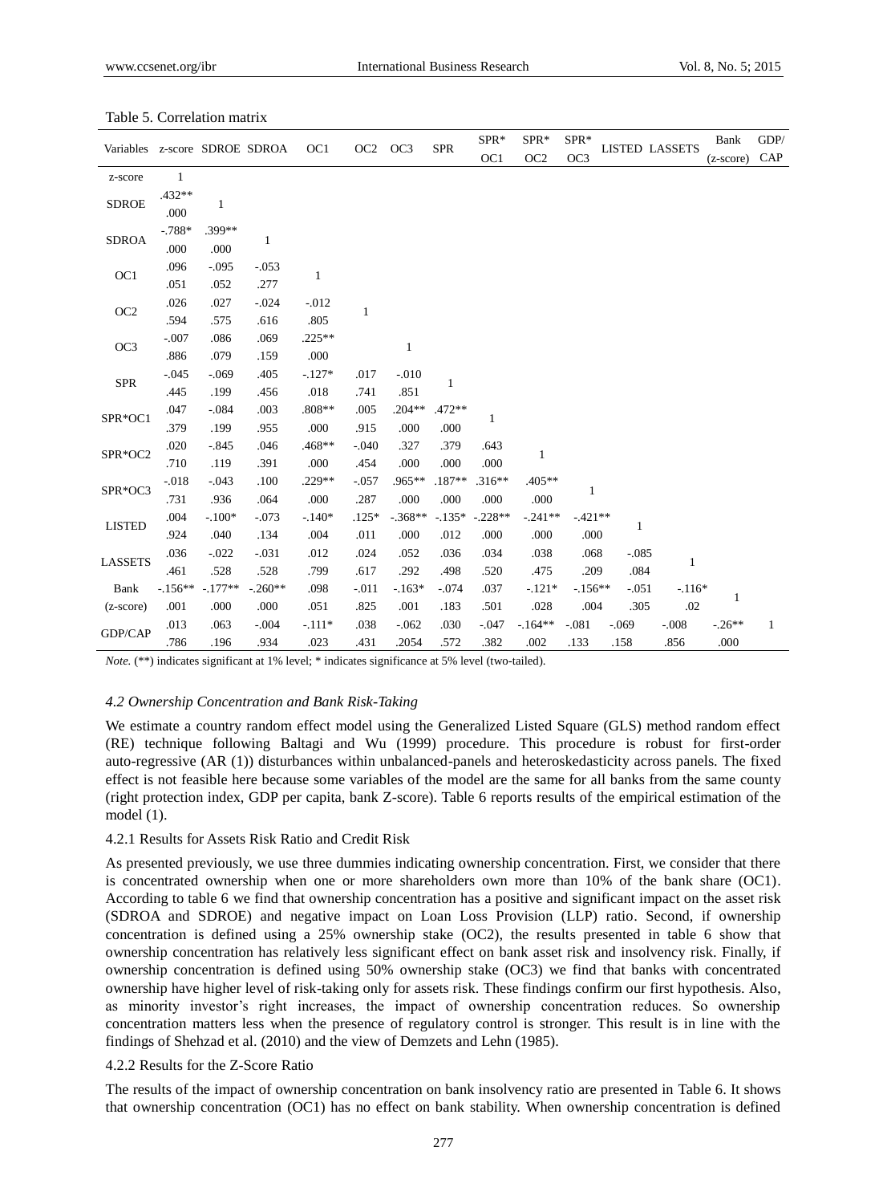Table 5. Correlation matrix

| Variables | z-score | SDROE | SDROA | OC1 | OC2 | OC3 | SPR | SPR*OC1 | SPR*OC2 | SPR*OC3 | LISTED | LASSETS | Bank (z-score) | GDP/CAP |
|---|---|---|---|---|---|---|---|---|---|---|---|---|---|---|
| z-score | 1 | | | | | | | | | | | | | |
| SDROE | .432** | 1 | | | | | | | | | | | | |
| | .000 | | | | | | | | | | | | | |
| SDROA | -.788* | .399** | 1 | | | | | | | | | | | |
| | .000 | .000 | | | | | | | | | | | | |
| OC1 | .096 | -.095 | -.053 | 1 | | | | | | | | | | |
| | .051 | .052 | .277 | | | | | | | | | | | |
| OC2 | .026 | .027 | -.024 | -.012 | 1 | | | | | | | | | |
| | .594 | .575 | .616 | .805 | | | | | | | | | | |
| OC3 | -.007 | .086 | .069 | .225** | | 1 | | | | | | | | |
| | .886 | .079 | .159 | .000 | | | | | | | | | | |
| SPR | -.045 | -.069 | .405 | -.127* | .017 | -.010 | 1 | | | | | | | |
| | .445 | .199 | .456 | .018 | .741 | .851 | | | | | | | | |
| SPR*OC1 | .047 | -.084 | .003 | .808** | .005 | .204** | .472** | 1 | | | | | | |
| | .379 | .199 | .955 | .000 | .915 | .000 | .000 | | | | | | | |
| SPR*OC2 | .020 | -.845 | .046 | .468** | -.040 | .327 | .379 | .643 | 1 | | | | | |
| | .710 | .119 | .391 | .000 | .454 | .000 | .000 | .000 | | | | | | |
| SPR*OC3 | -.018 | -.043 | .100 | .229** | -.057 | .965** | .187** | .316** | .405** | 1 | | | | |
| | .731 | .936 | .064 | .000 | .287 | .000 | .000 | .000 | .000 | | | | | |
| LISTED | .004 | -.100* | -.073 | -.140* | .125* | -.368** | -.135* | -.228** | -.241** | -.421** | 1 | | | |
| | .924 | .040 | .134 | .004 | .011 | .000 | .012 | .000 | .000 | .000 | | | | |
| LASSETS | .036 | -.022 | -.031 | .012 | .024 | .052 | .036 | .034 | .038 | .068 | -.085 | 1 | | |
| | .461 | .528 | .528 | .799 | .617 | .292 | .498 | .520 | .475 | .209 | .084 | | | |
| Bank (z-score) | -.156** | -.177** | -.260** | .098 | -.011 | -.163* | -.074 | .037 | -.121* | -.156** | -.051 | -.116* | 1 | |
| | .001 | .000 | .000 | .051 | .825 | .001 | .183 | .501 | .028 | .004 | .305 | .02 | | |
| GDP/CAP | .013 | .063 | -.004 | -.111* | .038 | -.062 | .030 | -.047 | -.164** | -.081 | -.069 | -.008 | -.26** | 1 |
| | .786 | .196 | .934 | .023 | .431 | .2054 | .572 | .382 | .002 | .133 | .158 | .856 | .000 | |

*Note.* (**) indicates significant at 1% level; * indicates significance at 5% level (two-tailed).

### 4.2 Ownership Concentration and Bank Risk-Taking

We estimate a country random effect model using the Generalized Listed Square (GLS) method random effect (RE) technique following Baltagi and Wu (1999) procedure. This procedure is robust for first-order auto-regressive (AR (1)) disturbances within unbalanced-panels and heteroskedasticity across panels. The fixed effect is not feasible here because some variables of the model are the same for all banks from the same county (right protection index, GDP per capita, bank Z-score). Table 6 reports results of the empirical estimation of the model (1).

#### 4.2.1 Results for Assets Risk Ratio and Credit Risk

As presented previously, we use three dummies indicating ownership concentration. First, we consider that there is concentrated ownership when one or more shareholders own more than 10% of the bank share (OC1). According to table 6 we find that ownership concentration has a positive and significant impact on the asset risk (SDROA and SDROE) and negative impact on Loan Loss Provision (LLP) ratio. Second, if ownership concentration is defined using a 25% ownership stake (OC2), the results presented in table 6 show that ownership concentration has relatively less significant effect on bank asset risk and insolvency risk. Finally, if ownership concentration is defined using 50% ownership stake (OC3) we find that banks with concentrated ownership have higher level of risk-taking only for assets risk. These findings confirm our first hypothesis. Also, as minority investor's right increases, the impact of ownership concentration reduces. So ownership concentration matters less when the presence of regulatory control is stronger. This result is in line with the findings of Shehzad et al. (2010) and the view of Demzets and Lehn (1985).

#### 4.2.2 Results for the Z-Score Ratio

The results of the impact of ownership concentration on bank insolvency ratio are presented in Table 6. It shows that ownership concentration (OC1) has no effect on bank stability. When ownership concentration is defined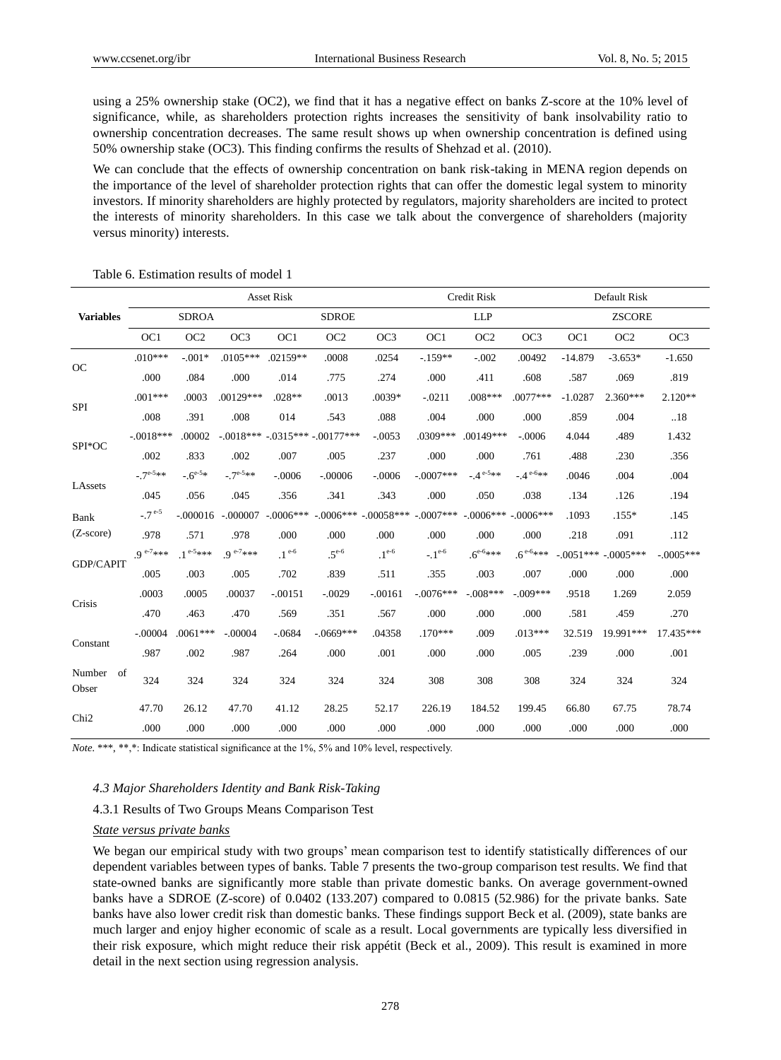using a 25% ownership stake (OC2), we find that it has a negative effect on banks Z-score at the 10% level of significance, while, as shareholders protection rights increases the sensitivity of bank insolvability ratio to ownership concentration decreases. The same result shows up when ownership concentration is defined using 50% ownership stake (OC3). This finding confirms the results of Shehzad et al. (2010).

We can conclude that the effects of ownership concentration on bank risk-taking in MENA region depends on the importance of the level of shareholder protection rights that can offer the domestic legal system to minority investors. If minority shareholders are highly protected by regulators, majority shareholders are incited to protect the interests of minority shareholders. In this case we talk about the convergence of shareholders (majority versus minority) interests.

Table 6. Estimation results of model 1

| | Asset Risk | | | | | | Credit Risk | | | Default Risk | | |
|---|---|---|---|---|---|---|---|---|---|---|---|---|
| **Variables** | SDROA | | | SDROE | | | LLP | | | ZSCORE | | |
| | OC1 | OC2 | OC3 | OC1 | OC2 | OC3 | OC1 | OC2 | OC3 | OC1 | OC2 | OC3 |
| OC | .010*** | -.001* | .0105*** | .02159** | .0008 | .0254 | -.159** | -.002 | .00492 | -14.879 | -3.653* | -1.650 |
| | .000 | .084 | .000 | .014 | .775 | .274 | .000 | .411 | .608 | .587 | .069 | .819 |
| SPI | .001*** | .0003 | .00129*** | .028** | .0013 | .0039* | -.0211 | .008*** | .0077*** | -1.0287 | 2.360*** | 2.120** |
| | .008 | .391 | .008 | 014 | .543 | .088 | .004 | .000 | .000 | .859 | .004 | ..18 |
| SPI*OC | -.0018*** | .00002 | -.0018*** | -.0315*** | -.00177*** | -.0053 | .0309*** | .00149*** | -.0006 | 4.044 | .489 | 1.432 |
| | .002 | .833 | .002 | .007 | .005 | .237 | .000 | .000 | .761 | .488 | .230 | .356 |
| LAssets | -.7$^{e-5}$** | -.6$^{e-5}$* | -.7$^{e-5}$** | -.0006 | -.00006 | -.0006 | -.0007*** | -.4$^{e-5}$** | -.4$^{e-6}$** | .0046 | .004 | .004 |
| | .045 | .056 | .045 | .356 | .341 | .343 | .000 | .050 | .038 | .134 | .126 | .194 |
| Bank (Z-score) | -.7$^{e-5}$ | -.000016 | -.000007 | -.0006*** | -.0006*** | -.00058*** | -.0007*** | -.0006*** | -.0006*** | .1093 | .155* | .145 |
| | .978 | .571 | .978 | .000 | .000 | .000 | .000 | .000 | .000 | .218 | .091 | .112 |
| GDP/CAPIT | .9$^{e-7}$*** | .1$^{e-5}$*** | .9$^{e-7}$*** | .1$^{e-6}$ | .5$^{e-6}$ | .1$^{e-6}$ | -.1$^{e-6}$ | .6$^{e-6}$*** | .6$^{e-6}$*** | -.0051*** | -.0005*** | -.0005*** |
| | .005 | .003 | .005 | .702 | .839 | .511 | .355 | .003 | .007 | .000 | .000 | .000 |
| Crisis | .0003 | .0005 | .00037 | -.00151 | -.0029 | -.00161 | -.0076*** | -.008*** | -.009*** | .9518 | 1.269 | 2.059 |
| | .470 | .463 | .470 | .569 | .351 | .567 | .000 | .000 | .000 | .581 | .459 | .270 |
| Constant | -.00004 | .0061*** | -.00004 | -.0684 | -.0669*** | .04358 | .170*** | .009 | .013*** | 32.519 | 19.991*** | 17.435*** |
| | .987 | .002 | .987 | .264 | .000 | .001 | .000 | .000 | .005 | .239 | .000 | .001 |
| Number of Obser | 324 | 324 | 324 | 324 | 324 | 324 | 308 | 308 | 308 | 324 | 324 | 324 |
| Chi2 | 47.70 | 26.12 | 47.70 | 41.12 | 28.25 | 52.17 | 226.19 | 184.52 | 199.45 | 66.80 | 67.75 | 78.74 |
| | .000 | .000 | .000 | .000 | .000 | .000 | .000 | .000 | .000 | .000 | .000 | .000 |

*Note.* ***, **,*: Indicate statistical significance at the 1%, 5% and 10% level, respectively.

#### *4.3 Major Shareholders Identity and Bank Risk-Taking*

4.3.1 Results of Two Groups Means Comparison Test

*State versus private banks*

We began our empirical study with two groups' mean comparison test to identify statistically differences of our dependent variables between types of banks. Table 7 presents the two-group comparison test results. We find that state-owned banks are significantly more stable than private domestic banks. On average government-owned banks have a SDROE (Z-score) of 0.0402 (133.207) compared to 0.0815 (52.986) for the private banks. Sate banks have also lower credit risk than domestic banks. These findings support Beck et al. (2009), state banks are much larger and enjoy higher economic of scale as a result. Local governments are typically less diversified in their risk exposure, which might reduce their risk appétit (Beck et al., 2009). This result is examined in more detail in the next section using regression analysis.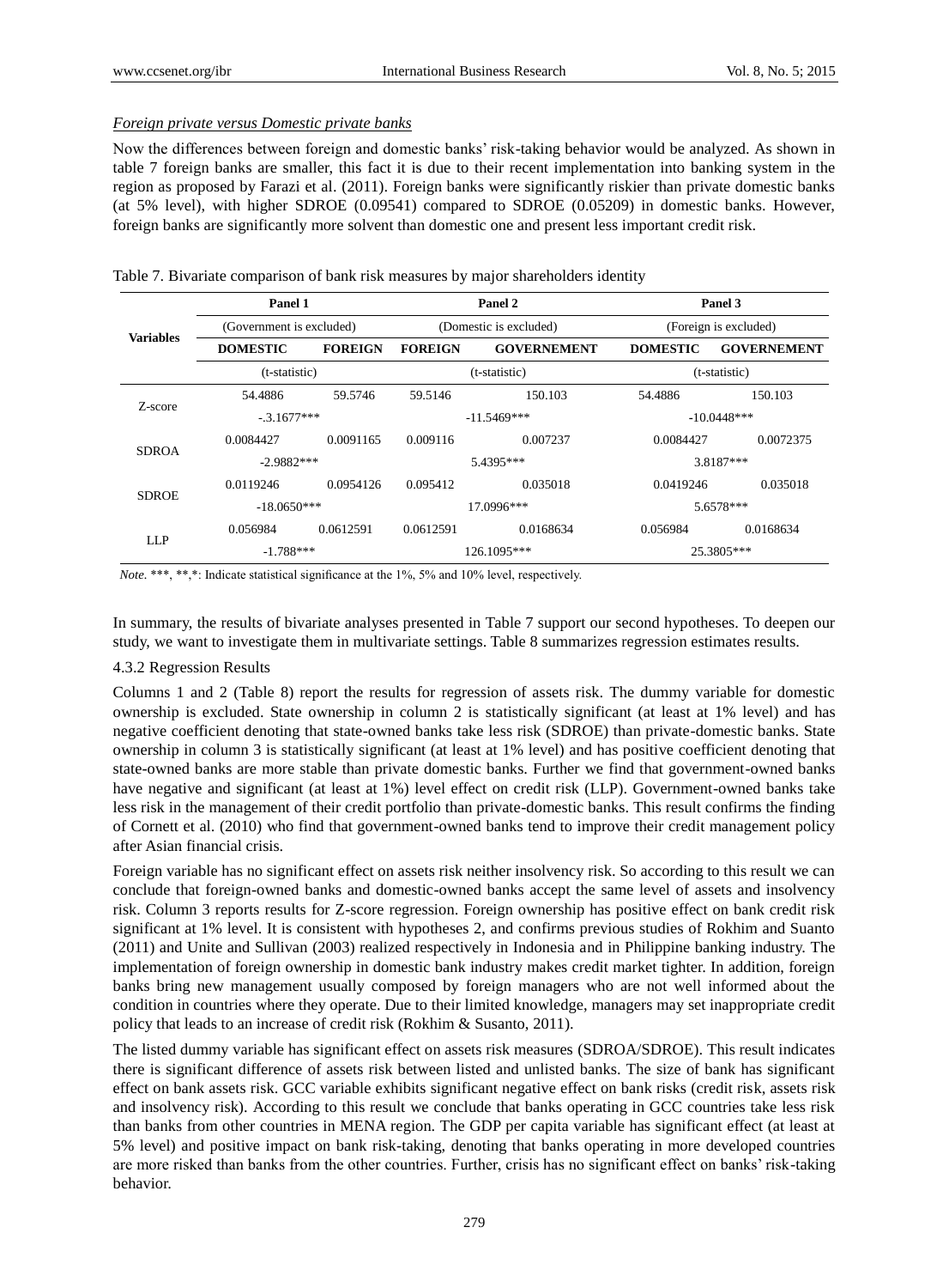*Foreign private versus Domestic private banks*

Now the differences between foreign and domestic banks' risk-taking behavior would be analyzed. As shown in table 7 foreign banks are smaller, this fact it is due to their recent implementation into banking system in the region as proposed by Farazi et al. (2011). Foreign banks were significantly riskier than private domestic banks (at 5% level), with higher SDROE (0.09541) compared to SDROE (0.05209) in domestic banks. However, foreign banks are significantly more solvent than domestic one and present less important credit risk.

Table 7. Bivariate comparison of bank risk measures by major shareholders identity

| Variables | Panel 1 | | Panel 2 | | Panel 3 | |
|---|---|---|---|---|---|---|
| | (Government is excluded) | | (Domestic is excluded) | | (Foreign is excluded) | |
| | **DOMESTIC** | **FOREIGN** | **FOREIGN** | **GOVERNEMENT** | **DOMESTIC** | **GOVERNEMENT** |
| | (t-statistic) | | (t-statistic) | | (t-statistic) | |
| Z-score | 54.4886 | 59.5746 | 59.5146 | 150.103 | 54.4886 | 150.103 |
| | -.3.1677*** | | -11.5469*** | | -10.0448*** | |
| SDROA | 0.0084427 | 0.0091165 | 0.009116 | 0.007237 | 0.0084427 | 0.0072375 |
| | -2.9882*** | | 5.4395*** | | 3.8187*** | |
| SDROE | 0.0119246 | 0.0954126 | 0.095412 | 0.035018 | 0.0419246 | 0.035018 |
| | -18.0650*** | | 17.0996*** | | 5.6578*** | |
| LLP | 0.056984 | 0.0612591 | 0.0612591 | 0.0168634 | 0.056984 | 0.0168634 |
| | -1.788*** | | 126.1095*** | | 25.3805*** | |

*Note.* ***, **,*: Indicate statistical significance at the 1%, 5% and 10% level, respectively.

In summary, the results of bivariate analyses presented in Table 7 support our second hypotheses. To deepen our study, we want to investigate them in multivariate settings. Table 8 summarizes regression estimates results.

4.3.2 Regression Results

Columns 1 and 2 (Table 8) report the results for regression of assets risk. The dummy variable for domestic ownership is excluded. State ownership in column 2 is statistically significant (at least at 1% level) and has negative coefficient denoting that state-owned banks take less risk (SDROE) than private-domestic banks. State ownership in column 3 is statistically significant (at least at 1% level) and has positive coefficient denoting that state-owned banks are more stable than private domestic banks. Further we find that government-owned banks have negative and significant (at least at 1%) level effect on credit risk (LLP). Government-owned banks take less risk in the management of their credit portfolio than private-domestic banks. This result confirms the finding of Cornett et al. (2010) who find that government-owned banks tend to improve their credit management policy after Asian financial crisis.

Foreign variable has no significant effect on assets risk neither insolvency risk. So according to this result we can conclude that foreign-owned banks and domestic-owned banks accept the same level of assets and insolvency risk. Column 3 reports results for Z-score regression. Foreign ownership has positive effect on bank credit risk significant at 1% level. It is consistent with hypotheses 2, and confirms previous studies of Rokhim and Suanto (2011) and Unite and Sullivan (2003) realized respectively in Indonesia and in Philippine banking industry. The implementation of foreign ownership in domestic bank industry makes credit market tighter. In addition, foreign banks bring new management usually composed by foreign managers who are not well informed about the condition in countries where they operate. Due to their limited knowledge, managers may set inappropriate credit policy that leads to an increase of credit risk (Rokhim & Susanto, 2011).

The listed dummy variable has significant effect on assets risk measures (SDROA/SDROE). This result indicates there is significant difference of assets risk between listed and unlisted banks. The size of bank has significant effect on bank assets risk. GCC variable exhibits significant negative effect on bank risks (credit risk, assets risk and insolvency risk). According to this result we conclude that banks operating in GCC countries take less risk than banks from other countries in MENA region. The GDP per capita variable has significant effect (at least at 5% level) and positive impact on bank risk-taking, denoting that banks operating in more developed countries are more risked than banks from the other countries. Further, crisis has no significant effect on banks' risk-taking behavior.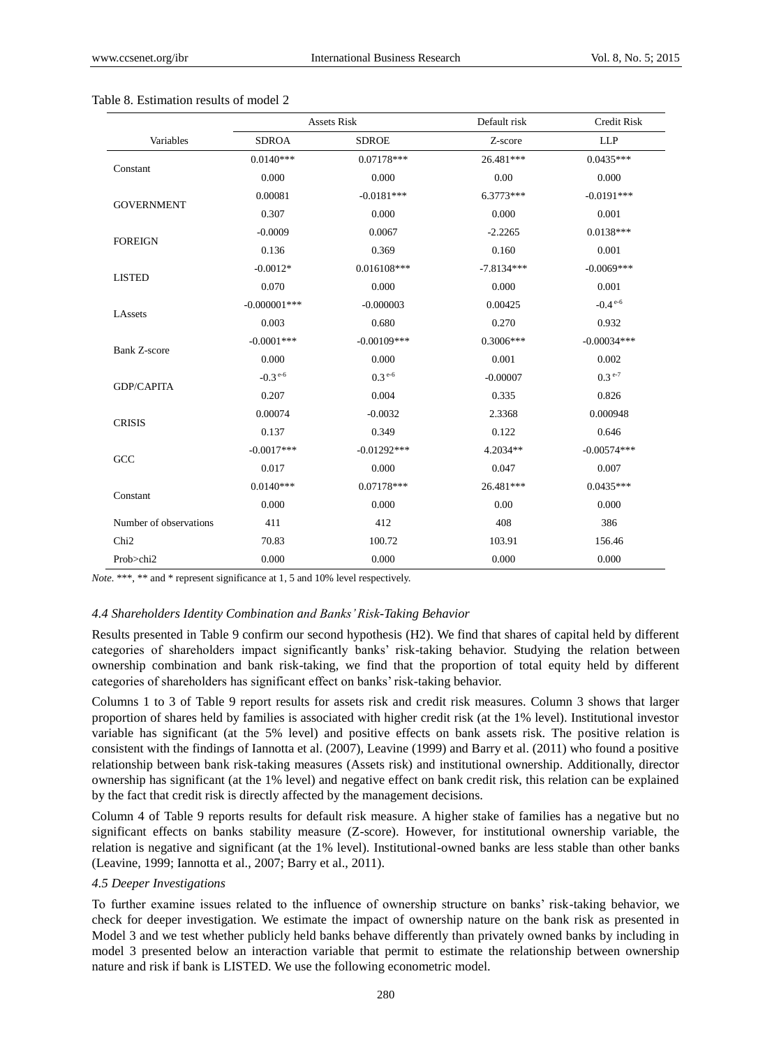Table 8. Estimation results of model 2

| | Assets Risk | | Default risk | Credit Risk |
|---|---|---|---|---|
| Variables | SDROA | SDROE | Z-score | LLP |
| Constant | 0.0140*** | 0.07178*** | 26.481*** | 0.0435*** |
| | 0.000 | 0.000 | 0.00 | 0.000 |
| GOVERNMENT | 0.00081 | -0.0181*** | 6.3773*** | -0.0191*** |
| | 0.307 | 0.000 | 0.000 | 0.001 |
| FOREIGN | -0.0009 | 0.0067 | -2.2265 | 0.0138*** |
| | 0.136 | 0.369 | 0.160 | 0.001 |
| LISTED | -0.0012* | 0.016108*** | -7.8134*** | -0.0069*** |
| | 0.070 | 0.000 | 0.000 | 0.001 |
| LAssets | -0.000001*** | -0.000003 | 0.00425 | $-0.4^{e-6}$ |
| | 0.003 | 0.680 | 0.270 | 0.932 |
| Bank Z-score | -0.0001*** | -0.00109*** | 0.3006*** | -0.00034*** |
| | 0.000 | 0.000 | 0.001 | 0.002 |
| GDP/CAPITA | $-0.3^{e-6}$ | $0.3^{e-6}$ | -0.00007 | $0.3^{e-7}$ |
| | 0.207 | 0.004 | 0.335 | 0.826 |
| CRISIS | 0.00074 | -0.0032 | 2.3368 | 0.000948 |
| | 0.137 | 0.349 | 0.122 | 0.646 |
| GCC | -0.0017*** | -0.01292*** | 4.2034** | -0.00574*** |
| | 0.017 | 0.000 | 0.047 | 0.007 |
| Constant | 0.0140*** | 0.07178*** | 26.481*** | 0.0435*** |
| | 0.000 | 0.000 | 0.00 | 0.000 |
| Number of observations | 411 | 412 | 408 | 386 |
| Chi2 | 70.83 | 100.72 | 103.91 | 156.46 |
| Prob>chi2 | 0.000 | 0.000 | 0.000 | 0.000 |

*Note.* ***, ** and * represent significance at 1, 5 and 10% level respectively.

#### *4.4 Shareholders Identity Combination and Banks' Risk-Taking Behavior*

Results presented in Table 9 confirm our second hypothesis (H2). We find that shares of capital held by different categories of shareholders impact significantly banks' risk-taking behavior. Studying the relation between ownership combination and bank risk-taking, we find that the proportion of total equity held by different categories of shareholders has significant effect on banks' risk-taking behavior.

Columns 1 to 3 of Table 9 report results for assets risk and credit risk measures. Column 3 shows that larger proportion of shares held by families is associated with higher credit risk (at the 1% level). Institutional investor variable has significant (at the 5% level) and positive effects on bank assets risk. The positive relation is consistent with the findings of Iannotta et al. (2007), Leavine (1999) and Barry et al. (2011) who found a positive relationship between bank risk-taking measures (Assets risk) and institutional ownership. Additionally, director ownership has significant (at the 1% level) and negative effect on bank credit risk, this relation can be explained by the fact that credit risk is directly affected by the management decisions.

Column 4 of Table 9 reports results for default risk measure. A higher stake of families has a negative but no significant effects on banks stability measure (Z-score). However, for institutional ownership variable, the relation is negative and significant (at the 1% level). Institutional-owned banks are less stable than other banks (Leavine, 1999; Iannotta et al., 2007; Barry et al., 2011).

#### *4.5 Deeper Investigations*

To further examine issues related to the influence of ownership structure on banks' risk-taking behavior, we check for deeper investigation. We estimate the impact of ownership nature on the bank risk as presented in Model 3 and we test whether publicly held banks behave differently than privately owned banks by including in model 3 presented below an interaction variable that permit to estimate the relationship between ownership nature and risk if bank is LISTED. We use the following econometric model.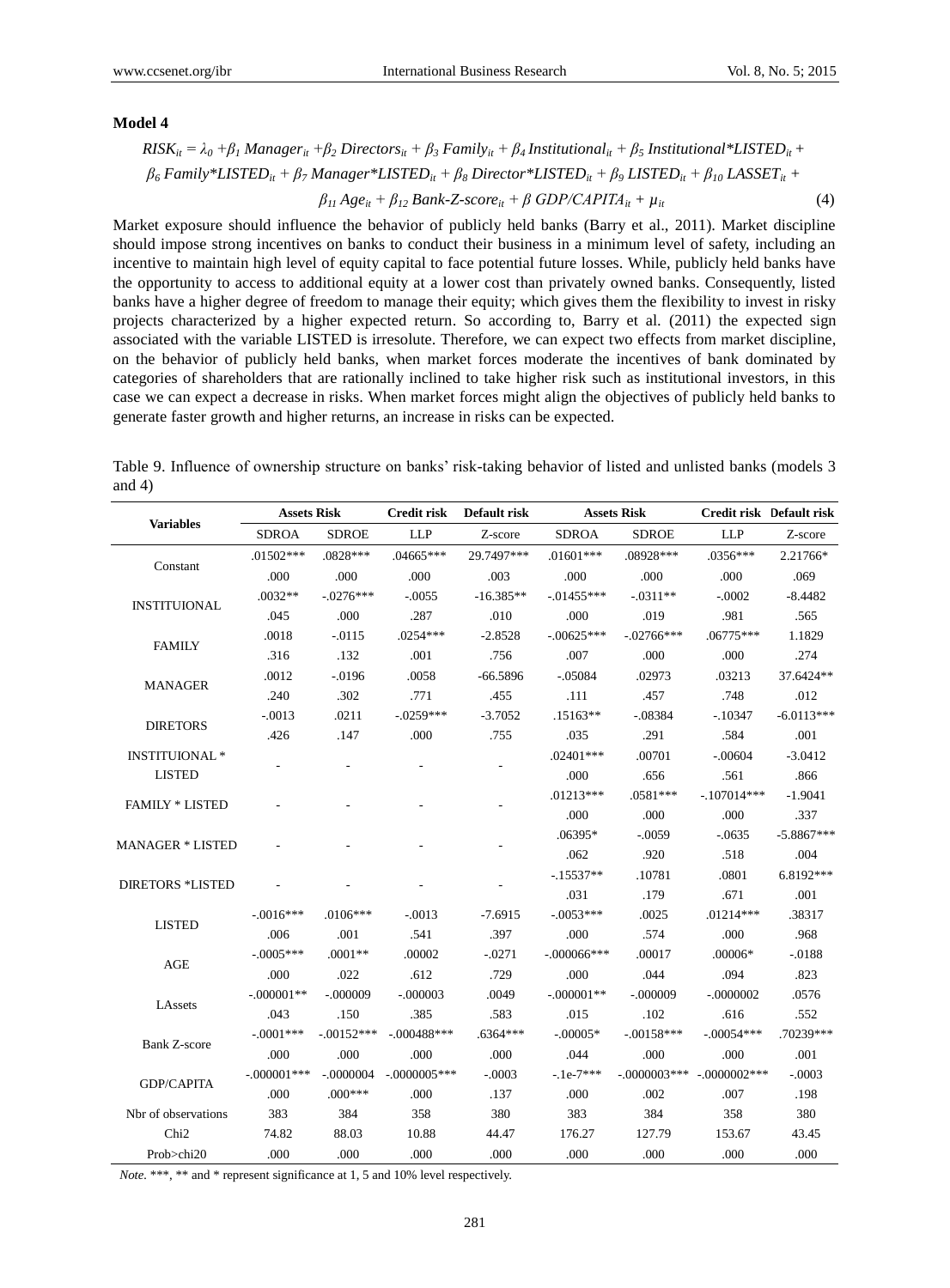**Model 4**

$$RISK_{it} = \lambda_0 + \beta_1 Manager_{it} + \beta_2 Directors_{it} + \beta_3 Family_{it} + \beta_4 Institutional_{it} + \beta_5 Institutional{*}LISTED_{it} + \beta_6 Family{*}LISTED_{it} + \beta_7 Manager{*}LISTED_{it} + \beta_8 Director{*}LISTED_{it} + \beta_9 LISTED_{it} + \beta_{10} LASSET_{it} + \beta_{11} Age_{it} + \beta_{12} Bank\text{-}Z\text{-}score_{it} + \beta\ GDP/CAPITA_{it} + \mu_{it} \quad (4)$$

Market exposure should influence the behavior of publicly held banks (Barry et al., 2011). Market discipline should impose strong incentives on banks to conduct their business in a minimum level of safety, including an incentive to maintain high level of equity capital to face potential future losses. While, publicly held banks have the opportunity to access to additional equity at a lower cost than privately owned banks. Consequently, listed banks have a higher degree of freedom to manage their equity; which gives them the flexibility to invest in risky projects characterized by a higher expected return. So according to, Barry et al. (2011) the expected sign associated with the variable LISTED is irresolute. Therefore, we can expect two effects from market discipline, on the behavior of publicly held banks, when market forces moderate the incentives of bank dominated by categories of shareholders that are rationally inclined to take higher risk such as institutional investors, in this case we can expect a decrease in risks. When market forces might align the objectives of publicly held banks to generate faster growth and higher returns, an increase in risks can be expected.

Table 9. Influence of ownership structure on banks' risk-taking behavior of listed and unlisted banks (models 3 and 4)

| Variables | Assets Risk | | Credit risk | Default risk | Assets Risk | | Credit risk | Default risk |
|---|---|---|---|---|---|---|---|---|
| | SDROA | SDROE | LLP | Z-score | SDROA | SDROE | LLP | Z-score |
| Constant | .01502*** | .0828*** | .04665*** | 29.7497*** | .01601*** | .08928*** | .0356*** | 2.21766* |
| | .000 | .000 | .000 | .003 | .000 | .000 | .000 | .069 |
| INSTITUIONAL | .0032** | -.0276*** | -.0055 | -16.385** | -.01455*** | -.0311** | -.0002 | -8.4482 |
| | .045 | .000 | .287 | .010 | .000 | .019 | .981 | .565 |
| FAMILY | .0018 | -.0115 | .0254*** | -2.8528 | -.00625*** | -.02766*** | .06775*** | 1.1829 |
| | .316 | .132 | .001 | .756 | .007 | .000 | .000 | .274 |
| MANAGER | .0012 | -.0196 | .0058 | -66.5896 | -.05084 | .02973 | .03213 | 37.6424** |
| | .240 | .302 | .771 | .455 | .111 | .457 | .748 | .012 |
| DIRETORS | -.0013 | .0211 | -.0259*** | -3.7052 | .15163** | -.08384 | -.10347 | -6.0113*** |
| | .426 | .147 | .000 | .755 | .035 | .291 | .584 | .001 |
| INSTITUIONAL * LISTED | - | - | - | - | .02401*** | .00701 | -.00604 | -3.0412 |
| | | | | | .000 | .656 | .561 | .866 |
| FAMILY * LISTED | - | - | - | - | .01213*** | .0581*** | -.107014*** | -1.9041 |
| | | | | | .000 | .000 | .000 | .337 |
| MANAGER * LISTED | - | - | - | - | .06395* | -.0059 | -.0635 | -5.8867*** |
| | | | | | .062 | .920 | .518 | .004 |
| DIRETORS *LISTED | - | - | - | - | -.15537** | .10781 | .0801 | 6.8192*** |
| | | | | | .031 | .179 | .671 | .001 |
| LISTED | -.0016*** | .0106*** | -.0013 | -7.6915 | -.0053*** | .0025 | .01214*** | .38317 |
| | .006 | .001 | .541 | .397 | .000 | .574 | .000 | .968 |
| AGE | -.0005*** | .0001** | .00002 | -.0271 | -.000066*** | .00017 | .00006* | -.0188 |
| | .000 | .022 | .612 | .729 | .000 | .044 | .094 | .823 |
| LAssets | -.000001** | -.000009 | -.000003 | .0049 | -.000001** | -.000009 | -.0000002 | .0576 |
| | .043 | .150 | .385 | .583 | .015 | .102 | .616 | .552 |
| Bank Z-score | -.0001*** | -.00152*** | -.000488*** | .6364*** | -.00005* | -.00158*** | -.00054*** | .70239*** |
| | .000 | .000 | .000 | .000 | .044 | .000 | .000 | .001 |
| GDP/CAPITA | -.000001*** | -.0000004 | -.0000005*** | -.0003 | -.1e-7*** | -.0000003*** | -.0000002*** | -.0003 |
| | .000 | .000*** | .000 | .137 | .000 | .002 | .007 | .198 |
| Nbr of observations | 383 | 384 | 358 | 380 | 383 | 384 | 358 | 380 |
| Chi2 | 74.82 | 88.03 | 10.88 | 44.47 | 176.27 | 127.79 | 153.67 | 43.45 |
| Prob>chi20 | .000 | .000 | .000 | .000 | .000 | .000 | .000 | .000 |

*Note.* ***, ** and * represent significance at 1, 5 and 10% level respectively.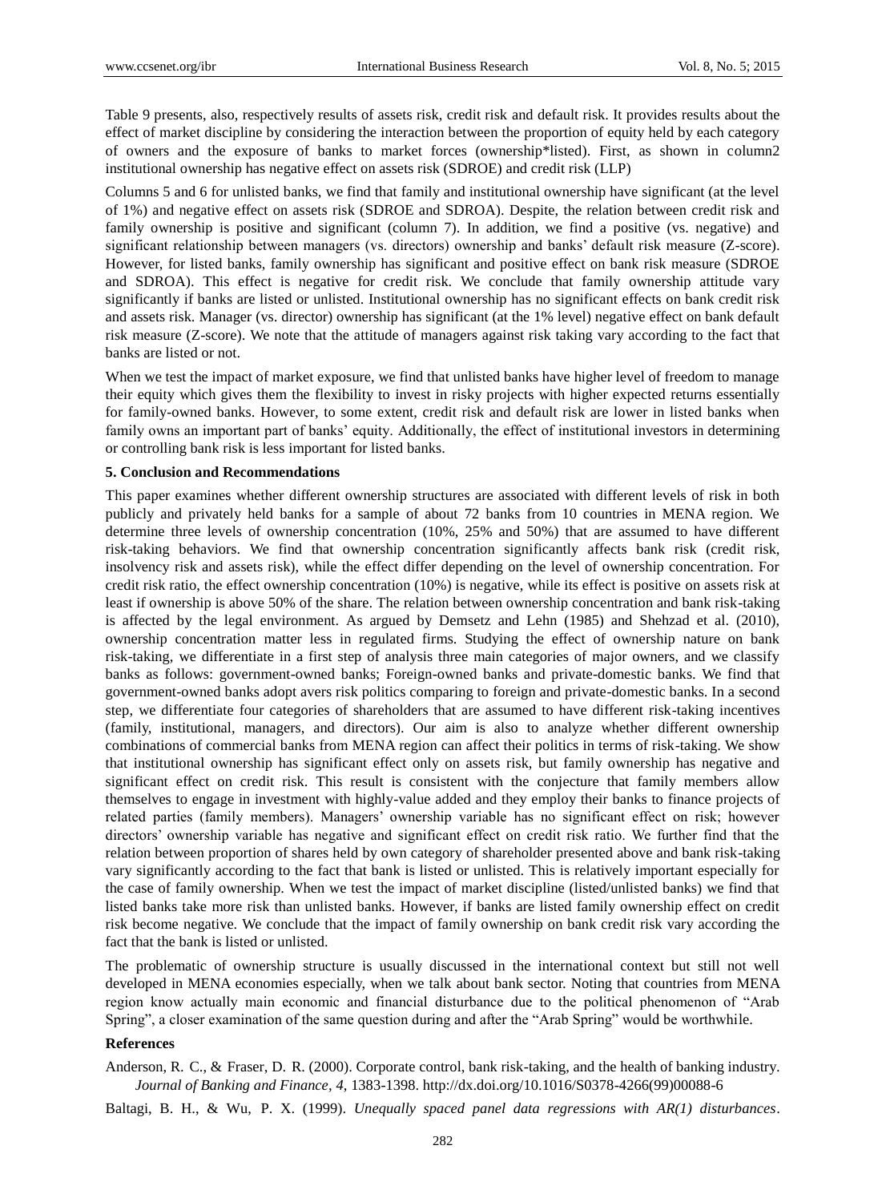Table 9 presents, also, respectively results of assets risk, credit risk and default risk. It provides results about the effect of market discipline by considering the interaction between the proportion of equity held by each category of owners and the exposure of banks to market forces (ownership*listed). First, as shown in column2 institutional ownership has negative effect on assets risk (SDROE) and credit risk (LLP)

Columns 5 and 6 for unlisted banks, we find that family and institutional ownership have significant (at the level of 1%) and negative effect on assets risk (SDROE and SDROA). Despite, the relation between credit risk and family ownership is positive and significant (column 7). In addition, we find a positive (vs. negative) and significant relationship between managers (vs. directors) ownership and banks' default risk measure (Z-score). However, for listed banks, family ownership has significant and positive effect on bank risk measure (SDROE and SDROA). This effect is negative for credit risk. We conclude that family ownership attitude vary significantly if banks are listed or unlisted. Institutional ownership has no significant effects on bank credit risk and assets risk. Manager (vs. director) ownership has significant (at the 1% level) negative effect on bank default risk measure (Z-score). We note that the attitude of managers against risk taking vary according to the fact that banks are listed or not.

When we test the impact of market exposure, we find that unlisted banks have higher level of freedom to manage their equity which gives them the flexibility to invest in risky projects with higher expected returns essentially for family-owned banks. However, to some extent, credit risk and default risk are lower in listed banks when family owns an important part of banks' equity. Additionally, the effect of institutional investors in determining or controlling bank risk is less important for listed banks.

**5. Conclusion and Recommendations**

This paper examines whether different ownership structures are associated with different levels of risk in both publicly and privately held banks for a sample of about 72 banks from 10 countries in MENA region. We determine three levels of ownership concentration (10%, 25% and 50%) that are assumed to have different risk-taking behaviors. We find that ownership concentration significantly affects bank risk (credit risk, insolvency risk and assets risk), while the effect differ depending on the level of ownership concentration. For credit risk ratio, the effect ownership concentration (10%) is negative, while its effect is positive on assets risk at least if ownership is above 50% of the share. The relation between ownership concentration and bank risk-taking is affected by the legal environment. As argued by Demsetz and Lehn (1985) and Shehzad et al. (2010), ownership concentration matter less in regulated firms. Studying the effect of ownership nature on bank risk-taking, we differentiate in a first step of analysis three main categories of major owners, and we classify banks as follows: government-owned banks; Foreign-owned banks and private-domestic banks. We find that government-owned banks adopt avers risk politics comparing to foreign and private-domestic banks. In a second step, we differentiate four categories of shareholders that are assumed to have different risk-taking incentives (family, institutional, managers, and directors). Our aim is also to analyze whether different ownership combinations of commercial banks from MENA region can affect their politics in terms of risk-taking. We show that institutional ownership has significant effect only on assets risk, but family ownership has negative and significant effect on credit risk. This result is consistent with the conjecture that family members allow themselves to engage in investment with highly-value added and they employ their banks to finance projects of related parties (family members). Managers' ownership variable has no significant effect on risk; however directors' ownership variable has negative and significant effect on credit risk ratio. We further find that the relation between proportion of shares held by own category of shareholder presented above and bank risk-taking vary significantly according to the fact that bank is listed or unlisted. This is relatively important especially for the case of family ownership. When we test the impact of market discipline (listed/unlisted banks) we find that listed banks take more risk than unlisted banks. However, if banks are listed family ownership effect on credit risk become negative. We conclude that the impact of family ownership on bank credit risk vary according the fact that the bank is listed or unlisted.

The problematic of ownership structure is usually discussed in the international context but still not well developed in MENA economies especially, when we talk about bank sector. Noting that countries from MENA region know actually main economic and financial disturbance due to the political phenomenon of "Arab Spring", a closer examination of the same question during and after the "Arab Spring" would be worthwhile.

**References**

Anderson, R. C., & Fraser, D. R. (2000). Corporate control, bank risk-taking, and the health of banking industry. *Journal of Banking and Finance*, *4*, 1383-1398. http://dx.doi.org/10.1016/S0378-4266(99)00088-6

Baltagi, B. H., & Wu, P. X. (1999). *Unequally spaced panel data regressions with AR(1) disturbances*.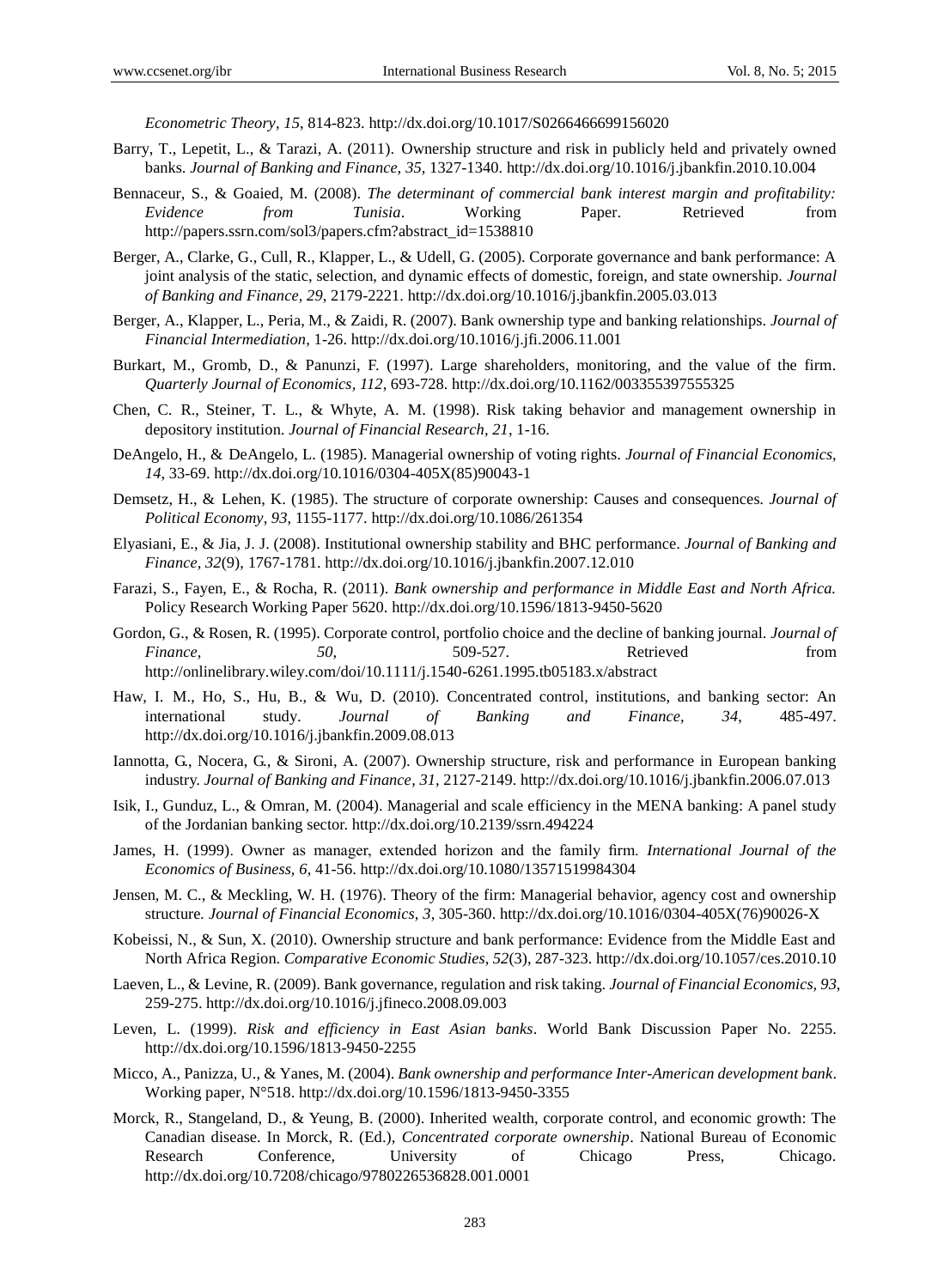*Econometric Theory, 15*, 814-823. http://dx.doi.org/10.1017/S0266466699156020

Barry, T., Lepetit, L., & Tarazi, A. (2011). Ownership structure and risk in publicly held and privately owned banks. *Journal of Banking and Finance, 35*, 1327-1340. http://dx.doi.org/10.1016/j.jbankfin.2010.10.004

Bennaceur, S., & Goaied, M. (2008). *The determinant of commercial bank interest margin and profitability: Evidence from Tunisia*. Working Paper. Retrieved from http://papers.ssrn.com/sol3/papers.cfm?abstract_id=1538810

Berger, A., Clarke, G., Cull, R., Klapper, L., & Udell, G. (2005). Corporate governance and bank performance: A joint analysis of the static, selection, and dynamic effects of domestic, foreign, and state ownership. *Journal of Banking and Finance, 29*, 2179-2221. http://dx.doi.org/10.1016/j.jbankfin.2005.03.013

Berger, A., Klapper, L., Peria, M., & Zaidi, R. (2007). Bank ownership type and banking relationships. *Journal of Financial Intermediation*, 1-26. http://dx.doi.org/10.1016/j.jfi.2006.11.001

Burkart, M., Gromb, D., & Panunzi, F. (1997). Large shareholders, monitoring, and the value of the firm. *Quarterly Journal of Economics, 112*, 693-728. http://dx.doi.org/10.1162/003355397555325

Chen, C. R., Steiner, T. L., & Whyte, A. M. (1998). Risk taking behavior and management ownership in depository institution. *Journal of Financial Research, 21*, 1-16.

DeAngelo, H., & DeAngelo, L. (1985). Managerial ownership of voting rights. *Journal of Financial Economics, 14*, 33-69. http://dx.doi.org/10.1016/0304-405X(85)90043-1

Demsetz, H., & Lehen, K. (1985). The structure of corporate ownership: Causes and consequences. *Journal of Political Economy, 93*, 1155-1177. http://dx.doi.org/10.1086/261354

Elyasiani, E., & Jia, J. J. (2008). Institutional ownership stability and BHC performance. *Journal of Banking and Finance, 32*(9), 1767-1781. http://dx.doi.org/10.1016/j.jbankfin.2007.12.010

Farazi, S., Fayen, E., & Rocha, R. (2011). *Bank ownership and performance in Middle East and North Africa.* Policy Research Working Paper 5620. http://dx.doi.org/10.1596/1813-9450-5620

Gordon, G., & Rosen, R. (1995). Corporate control, portfolio choice and the decline of banking journal. *Journal of Finance, 50*, 509-527. Retrieved from http://onlinelibrary.wiley.com/doi/10.1111/j.1540-6261.1995.tb05183.x/abstract

Haw, I. M., Ho, S., Hu, B., & Wu, D. (2010). Concentrated control, institutions, and banking sector: An international study. *Journal of Banking and Finance, 34*, 485-497. http://dx.doi.org/10.1016/j.jbankfin.2009.08.013

Iannotta, G., Nocera, G., & Sironi, A. (2007). Ownership structure, risk and performance in European banking industry. *Journal of Banking and Finance, 31*, 2127-2149. http://dx.doi.org/10.1016/j.jbankfin.2006.07.013

Isik, I., Gunduz, L., & Omran, M. (2004). Managerial and scale efficiency in the MENA banking: A panel study of the Jordanian banking sector. http://dx.doi.org/10.2139/ssrn.494224

James, H. (1999). Owner as manager, extended horizon and the family firm. *International Journal of the Economics of Business, 6*, 41-56. http://dx.doi.org/10.1080/13571519984304

Jensen, M. C., & Meckling, W. H. (1976). Theory of the firm: Managerial behavior, agency cost and ownership structure. *Journal of Financial Economics, 3*, 305-360. http://dx.doi.org/10.1016/0304-405X(76)90026-X

Kobeissi, N., & Sun, X. (2010). Ownership structure and bank performance: Evidence from the Middle East and North Africa Region. *Comparative Economic Studies, 52*(3), 287-323. http://dx.doi.org/10.1057/ces.2010.10

Laeven, L., & Levine, R. (2009). Bank governance, regulation and risk taking. *Journal of Financial Economics, 93*, 259-275. http://dx.doi.org/10.1016/j.jfineco.2008.09.003

Leven, L. (1999). *Risk and efficiency in East Asian banks*. World Bank Discussion Paper No. 2255. http://dx.doi.org/10.1596/1813-9450-2255

Micco, A., Panizza, U., & Yanes, M. (2004). *Bank ownership and performance Inter-American development bank*. Working paper, N°518. http://dx.doi.org/10.1596/1813-9450-3355

Morck, R., Stangeland, D., & Yeung, B. (2000). Inherited wealth, corporate control, and economic growth: The Canadian disease. In Morck, R. (Ed.), *Concentrated corporate ownership*. National Bureau of Economic Research Conference, University of Chicago Press, Chicago. http://dx.doi.org/10.7208/chicago/9780226536828.001.0001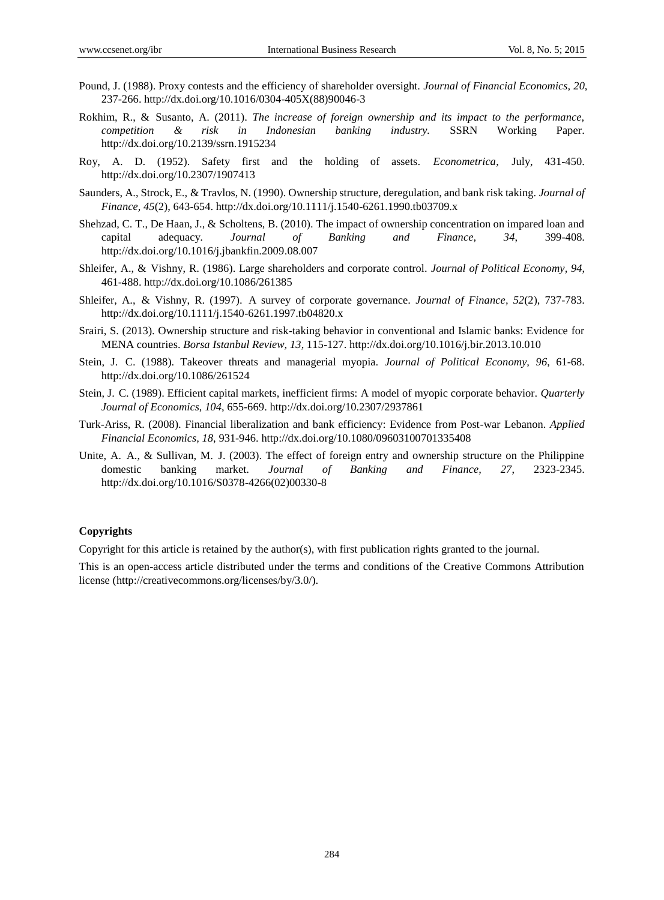Pound, J. (1988). Proxy contests and the efficiency of shareholder oversight. *Journal of Financial Economics, 20*, 237-266. http://dx.doi.org/10.1016/0304-405X(88)90046-3

Rokhim, R., & Susanto, A. (2011). *The increase of foreign ownership and its impact to the performance, competition & risk in Indonesian banking industry*. SSRN Working Paper. http://dx.doi.org/10.2139/ssrn.1915234

Roy, A. D. (1952). Safety first and the holding of assets. *Econometrica*, July, 431-450. http://dx.doi.org/10.2307/1907413

Saunders, A., Strock, E., & Travlos, N. (1990). Ownership structure, deregulation, and bank risk taking. *Journal of Finance, 45*(2), 643-654. http://dx.doi.org/10.1111/j.1540-6261.1990.tb03709.x

Shehzad, C. T., De Haan, J., & Scholtens, B. (2010). The impact of ownership concentration on impared loan and capital adequacy. *Journal of Banking and Finance, 34*, 399-408. http://dx.doi.org/10.1016/j.jbankfin.2009.08.007

Shleifer, A., & Vishny, R. (1986). Large shareholders and corporate control. *Journal of Political Economy, 94*, 461-488. http://dx.doi.org/10.1086/261385

Shleifer, A., & Vishny, R. (1997). A survey of corporate governance. *Journal of Finance, 52*(2), 737-783. http://dx.doi.org/10.1111/j.1540-6261.1997.tb04820.x

Srairi, S. (2013). Ownership structure and risk-taking behavior in conventional and Islamic banks: Evidence for MENA countries. *Borsa Istanbul Review, 13*, 115-127. http://dx.doi.org/10.1016/j.bir.2013.10.010

Stein, J. C. (1988). Takeover threats and managerial myopia. *Journal of Political Economy, 96*, 61-68. http://dx.doi.org/10.1086/261524

Stein, J. C. (1989). Efficient capital markets, inefficient firms: A model of myopic corporate behavior. *Quarterly Journal of Economics, 104*, 655-669. http://dx.doi.org/10.2307/2937861

Turk-Ariss, R. (2008). Financial liberalization and bank efficiency: Evidence from Post-war Lebanon. *Applied Financial Economics, 18*, 931-946. http://dx.doi.org/10.1080/09603100701335408

Unite, A. A., & Sullivan, M. J. (2003). The effect of foreign entry and ownership structure on the Philippine domestic banking market. *Journal of Banking and Finance, 27*, 2323-2345. http://dx.doi.org/10.1016/S0378-4266(02)00330-8

**Copyrights**

Copyright for this article is retained by the author(s), with first publication rights granted to the journal.

This is an open-access article distributed under the terms and conditions of the Creative Commons Attribution license (http://creativecommons.org/licenses/by/3.0/).